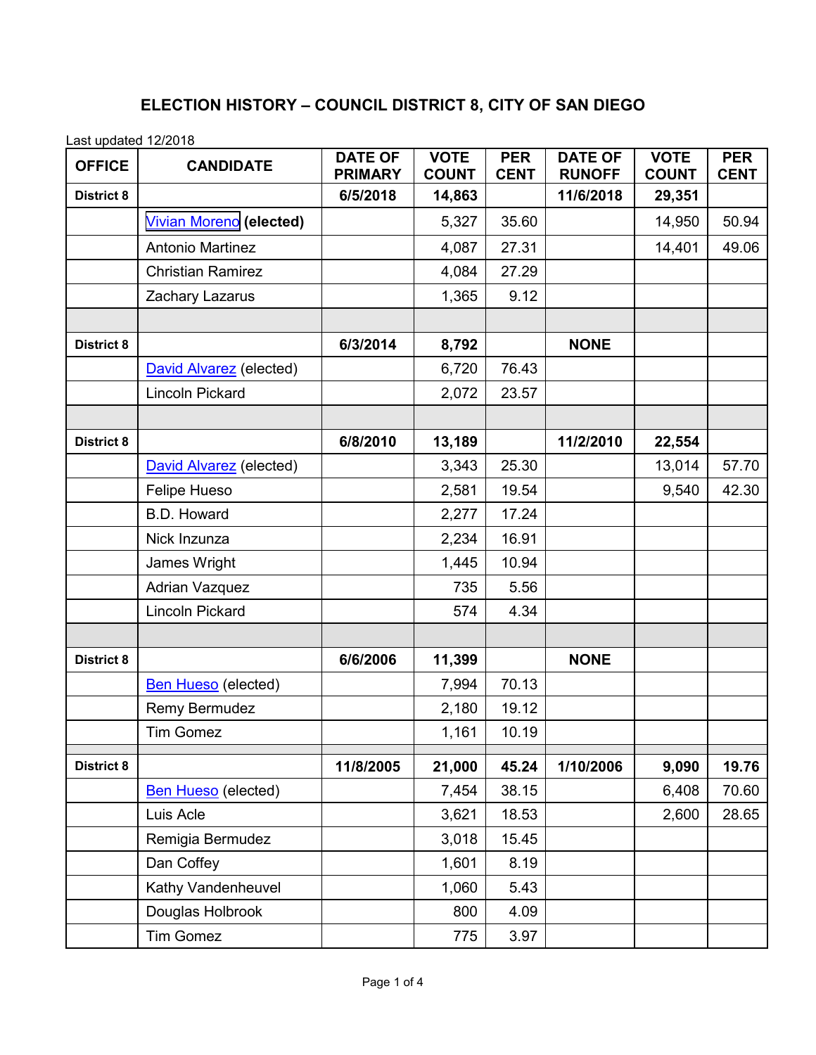# ELECTION HISTORY – COUNCIL DISTRICT 8, CITY OF SAN DIEGO

Last updated 12/2018

| OFFICE | CANDIDATE | DATE OF PRIMARY | VOTE COUNT | PER CENT | DATE OF RUNOFF | VOTE COUNT | PER CENT |
|---|---|---|---|---|---|---|---|
| **District 8** | | **6/5/2018** | **14,863** | | **11/6/2018** | **29,351** | |
| | Vivian Moreno **(elected)** | | 5,327 | 35.60 | | 14,950 | 50.94 |
| | Antonio Martinez | | 4,087 | 27.31 | | 14,401 | 49.06 |
| | Christian Ramirez | | 4,084 | 27.29 | | | |
| | Zachary Lazarus | | 1,365 | 9.12 | | | |
| | | | | | | | |
| **District 8** | | **6/3/2014** | **8,792** | | **NONE** | | |
| | David Alvarez (elected) | | 6,720 | 76.43 | | | |
| | Lincoln Pickard | | 2,072 | 23.57 | | | |
| | | | | | | | |
| **District 8** | | **6/8/2010** | **13,189** | | **11/2/2010** | **22,554** | |
| | David Alvarez (elected) | | 3,343 | 25.30 | | 13,014 | 57.70 |
| | Felipe Hueso | | 2,581 | 19.54 | | 9,540 | 42.30 |
| | B.D. Howard | | 2,277 | 17.24 | | | |
| | Nick Inzunza | | 2,234 | 16.91 | | | |
| | James Wright | | 1,445 | 10.94 | | | |
| | Adrian Vazquez | | 735 | 5.56 | | | |
| | Lincoln Pickard | | 574 | 4.34 | | | |
| | | | | | | | |
| **District 8** | | **6/6/2006** | **11,399** | | **NONE** | | |
| | Ben Hueso (elected) | | 7,994 | 70.13 | | | |
| | Remy Bermudez | | 2,180 | 19.12 | | | |
| | Tim Gomez | | 1,161 | 10.19 | | | |
| | | | | | | | |
| **District 8** | | **11/8/2005** | **21,000** | **45.24** | **1/10/2006** | **9,090** | **19.76** |
| | Ben Hueso (elected) | | 7,454 | 38.15 | | 6,408 | 70.60 |
| | Luis Acle | | 3,621 | 18.53 | | 2,600 | 28.65 |
| | Remigia Bermudez | | 3,018 | 15.45 | | | |
| | Dan Coffey | | 1,601 | 8.19 | | | |
| | Kathy Vandenheuvel | | 1,060 | 5.43 | | | |
| | Douglas Holbrook | | 800 | 4.09 | | | |
| | Tim Gomez | | 775 | 3.97 | | | |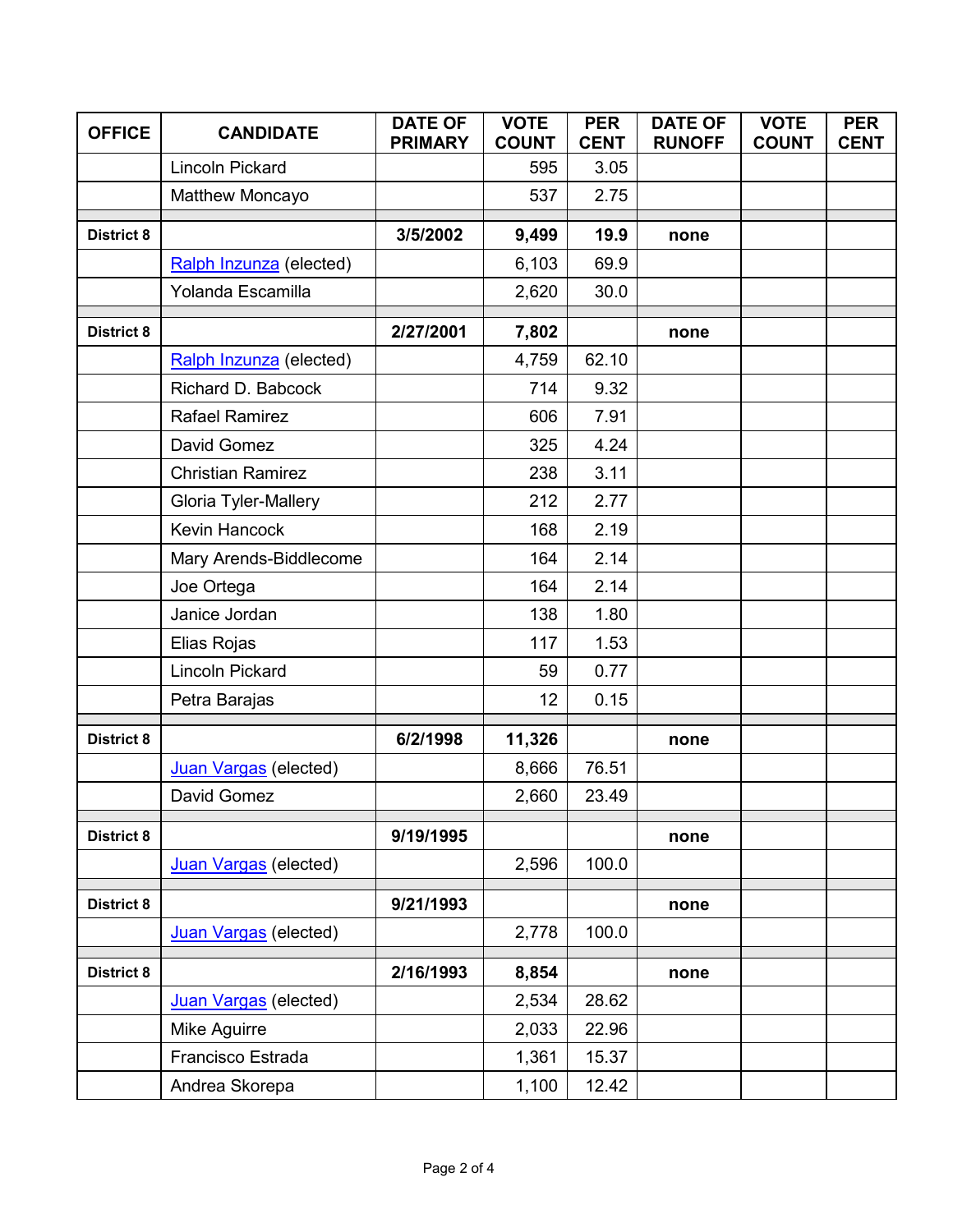| OFFICE | CANDIDATE | DATE OF PRIMARY | VOTE COUNT | PER CENT | DATE OF RUNOFF | VOTE COUNT | PER CENT |
|---|---|---|---|---|---|---|---|
| | Lincoln Pickard | | 595 | 3.05 | | | |
| | Matthew Moncayo | | 537 | 2.75 | | | |
| | | | | | | | |
| **District 8** | | **3/5/2002** | **9,499** | **19.9** | **none** | | |
| | Ralph Inzunza (elected) | | 6,103 | 69.9 | | | |
| | Yolanda Escamilla | | 2,620 | 30.0 | | | |
| | | | | | | | |
| **District 8** | | **2/27/2001** | **7,802** | | **none** | | |
| | Ralph Inzunza (elected) | | 4,759 | 62.10 | | | |
| | Richard D. Babcock | | 714 | 9.32 | | | |
| | Rafael Ramirez | | 606 | 7.91 | | | |
| | David Gomez | | 325 | 4.24 | | | |
| | Christian Ramirez | | 238 | 3.11 | | | |
| | Gloria Tyler-Mallery | | 212 | 2.77 | | | |
| | Kevin Hancock | | 168 | 2.19 | | | |
| | Mary Arends-Biddlecome | | 164 | 2.14 | | | |
| | Joe Ortega | | 164 | 2.14 | | | |
| | Janice Jordan | | 138 | 1.80 | | | |
| | Elias Rojas | | 117 | 1.53 | | | |
| | Lincoln Pickard | | 59 | 0.77 | | | |
| | Petra Barajas | | 12 | 0.15 | | | |
| | | | | | | | |
| **District 8** | | **6/2/1998** | **11,326** | | **none** | | |
| | Juan Vargas (elected) | | 8,666 | 76.51 | | | |
| | David Gomez | | 2,660 | 23.49 | | | |
| | | | | | | | |
| **District 8** | | **9/19/1995** | | | **none** | | |
| | Juan Vargas (elected) | | 2,596 | 100.0 | | | |
| | | | | | | | |
| **District 8** | | **9/21/1993** | | | **none** | | |
| | Juan Vargas (elected) | | 2,778 | 100.0 | | | |
| | | | | | | | |
| **District 8** | | **2/16/1993** | **8,854** | | **none** | | |
| | Juan Vargas (elected) | | 2,534 | 28.62 | | | |
| | Mike Aguirre | | 2,033 | 22.96 | | | |
| | Francisco Estrada | | 1,361 | 15.37 | | | |
| | Andrea Skorepa | | 1,100 | 12.42 | | | |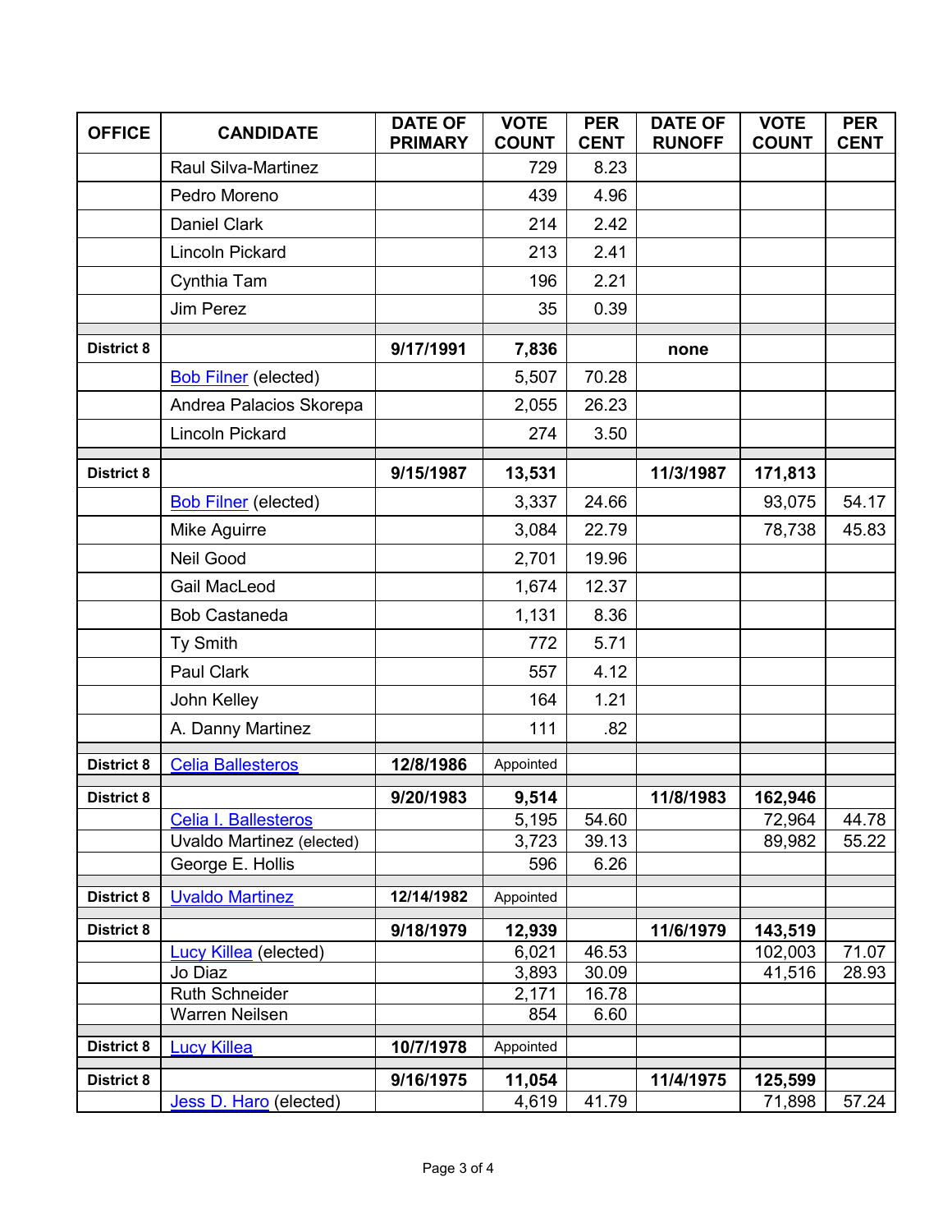| OFFICE | CANDIDATE | DATE OF PRIMARY | VOTE COUNT | PER CENT | DATE OF RUNOFF | VOTE COUNT | PER CENT |
|---|---|---|---|---|---|---|---|
| | Raul Silva-Martinez | | 729 | 8.23 | | | |
| | Pedro Moreno | | 439 | 4.96 | | | |
| | Daniel Clark | | 214 | 2.42 | | | |
| | Lincoln Pickard | | 213 | 2.41 | | | |
| | Cynthia Tam | | 196 | 2.21 | | | |
| | Jim Perez | | 35 | 0.39 | | | |
| **District 8** | | **9/17/1991** | **7,836** | | **none** | | |
| | Bob Filner (elected) | | 5,507 | 70.28 | | | |
| | Andrea Palacios Skorepa | | 2,055 | 26.23 | | | |
| | Lincoln Pickard | | 274 | 3.50 | | | |
| **District 8** | | **9/15/1987** | **13,531** | | **11/3/1987** | **171,813** | |
| | Bob Filner (elected) | | 3,337 | 24.66 | | 93,075 | 54.17 |
| | Mike Aguirre | | 3,084 | 22.79 | | 78,738 | 45.83 |
| | Neil Good | | 2,701 | 19.96 | | | |
| | Gail MacLeod | | 1,674 | 12.37 | | | |
| | Bob Castaneda | | 1,131 | 8.36 | | | |
| | Ty Smith | | 772 | 5.71 | | | |
| | Paul Clark | | 557 | 4.12 | | | |
| | John Kelley | | 164 | 1.21 | | | |
| | A. Danny Martinez | | 111 | .82 | | | |
| **District 8** | Celia Ballesteros | **12/8/1986** | Appointed | | | | |
| **District 8** | | **9/20/1983** | **9,514** | | **11/8/1983** | **162,946** | |
| | Celia I. Ballesteros | | 5,195 | 54.60 | | 72,964 | 44.78 |
| | Uvaldo Martinez (elected) | | 3,723 | 39.13 | | 89,982 | 55.22 |
| | George E. Hollis | | 596 | 6.26 | | | |
| **District 8** | Uvaldo Martinez | **12/14/1982** | Appointed | | | | |
| **District 8** | | **9/18/1979** | **12,939** | | **11/6/1979** | **143,519** | |
| | Lucy Killea (elected) | | 6,021 | 46.53 | | 102,003 | 71.07 |
| | Jo Diaz | | 3,893 | 30.09 | | 41,516 | 28.93 |
| | Ruth Schneider | | 2,171 | 16.78 | | | |
| | Warren Neilsen | | 854 | 6.60 | | | |
| **District 8** | Lucy Killea | **10/7/1978** | Appointed | | | | |
| **District 8** | | **9/16/1975** | **11,054** | | **11/4/1975** | **125,599** | |
| | Jess D. Haro (elected) | | 4,619 | 41.79 | | 71,898 | 57.24 |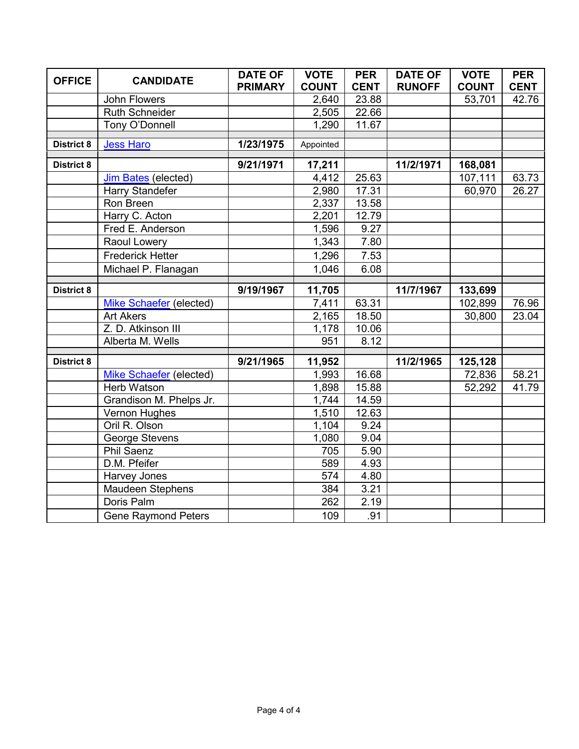| OFFICE | CANDIDATE | DATE OF PRIMARY | VOTE COUNT | PER CENT | DATE OF RUNOFF | VOTE COUNT | PER CENT |
|---|---|---|---|---|---|---|---|
| | John Flowers | | 2,640 | 23.88 | | 53,701 | 42.76 |
| | Ruth Schneider | | 2,505 | 22.66 | | | |
| | Tony O'Donnell | | 1,290 | 11.67 | | | |
| | | | | | | | |
| District 8 | Jess Haro | 1/23/1975 | Appointed | | | | |
| | | | | | | | |
| District 8 | | 9/21/1971 | 17,211 | | 11/2/1971 | 168,081 | |
| | Jim Bates (elected) | | 4,412 | 25.63 | | 107,111 | 63.73 |
| | Harry Standefer | | 2,980 | 17.31 | | 60,970 | 26.27 |
| | Ron Breen | | 2,337 | 13.58 | | | |
| | Harry C. Acton | | 2,201 | 12.79 | | | |
| | Fred E. Anderson | | 1,596 | 9.27 | | | |
| | Raoul Lowery | | 1,343 | 7.80 | | | |
| | Frederick Hetter | | 1,296 | 7.53 | | | |
| | Michael P. Flanagan | | 1,046 | 6.08 | | | |
| | | | | | | | |
| District 8 | | 9/19/1967 | 11,705 | | 11/7/1967 | 133,699 | |
| | Mike Schaefer (elected) | | 7,411 | 63.31 | | 102,899 | 76.96 |
| | Art Akers | | 2,165 | 18.50 | | 30,800 | 23.04 |
| | Z. D. Atkinson III | | 1,178 | 10.06 | | | |
| | Alberta M. Wells | | 951 | 8.12 | | | |
| | | | | | | | |
| District 8 | | 9/21/1965 | 11,952 | | 11/2/1965 | 125,128 | |
| | Mike Schaefer (elected) | | 1,993 | 16.68 | | 72,836 | 58.21 |
| | Herb Watson | | 1,898 | 15.88 | | 52,292 | 41.79 |
| | Grandison M. Phelps Jr. | | 1,744 | 14.59 | | | |
| | Vernon Hughes | | 1,510 | 12.63 | | | |
| | Oril R. Olson | | 1,104 | 9.24 | | | |
| | George Stevens | | 1,080 | 9.04 | | | |
| | Phil Saenz | | 705 | 5.90 | | | |
| | D.M. Pfeifer | | 589 | 4.93 | | | |
| | Harvey Jones | | 574 | 4.80 | | | |
| | Maudeen Stephens | | 384 | 3.21 | | | |
| | Doris Palm | | 262 | 2.19 | | | |
| | Gene Raymond Peters | | 109 | .91 | | | |